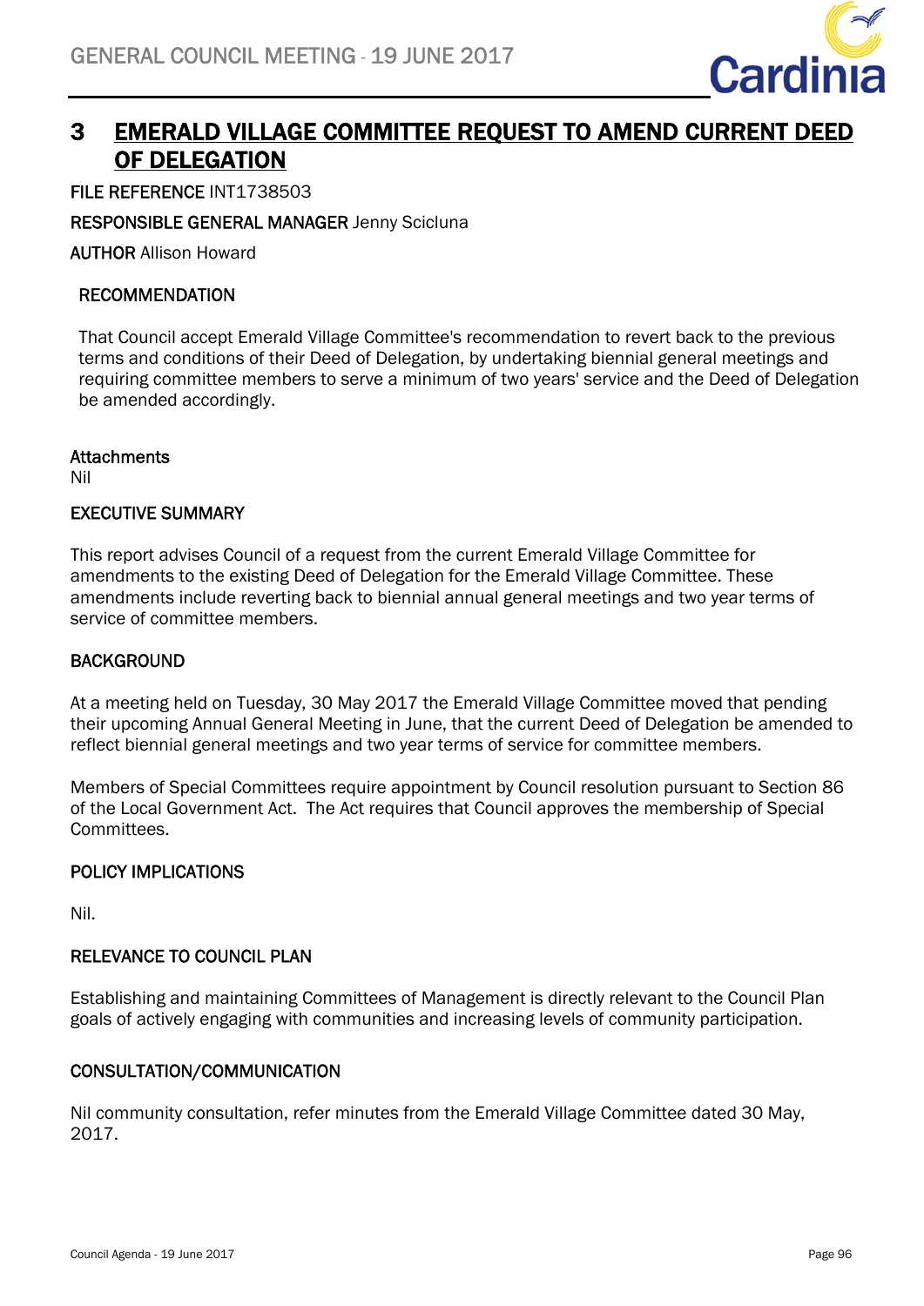# 3 EMERALD VILLAGE COMMITTEE REQUEST TO AMEND CURRENT DEED OF DELEGATION

**FILE REFERENCE** INT1738503

**RESPONSIBLE GENERAL MANAGER** Jenny Scicluna

**AUTHOR** Allison Howard

## RECOMMENDATION

That Council accept Emerald Village Committee's recommendation to revert back to the previous terms and conditions of their Deed of Delegation, by undertaking biennial general meetings and requiring committee members to serve a minimum of two years' service and the Deed of Delegation be amended accordingly.

**Attachments**
Nil

## EXECUTIVE SUMMARY

This report advises Council of a request from the current Emerald Village Committee for amendments to the existing Deed of Delegation for the Emerald Village Committee. These amendments include reverting back to biennial annual general meetings and two year terms of service of committee members.

## BACKGROUND

At a meeting held on Tuesday, 30 May 2017 the Emerald Village Committee moved that pending their upcoming Annual General Meeting in June, that the current Deed of Delegation be amended to reflect biennial general meetings and two year terms of service for committee members.

Members of Special Committees require appointment by Council resolution pursuant to Section 86 of the Local Government Act. The Act requires that Council approves the membership of Special Committees.

## POLICY IMPLICATIONS

Nil.

## RELEVANCE TO COUNCIL PLAN

Establishing and maintaining Committees of Management is directly relevant to the Council Plan goals of actively engaging with communities and increasing levels of community participation.

## CONSULTATION/COMMUNICATION

Nil community consultation, refer minutes from the Emerald Village Committee dated 30 May, 2017.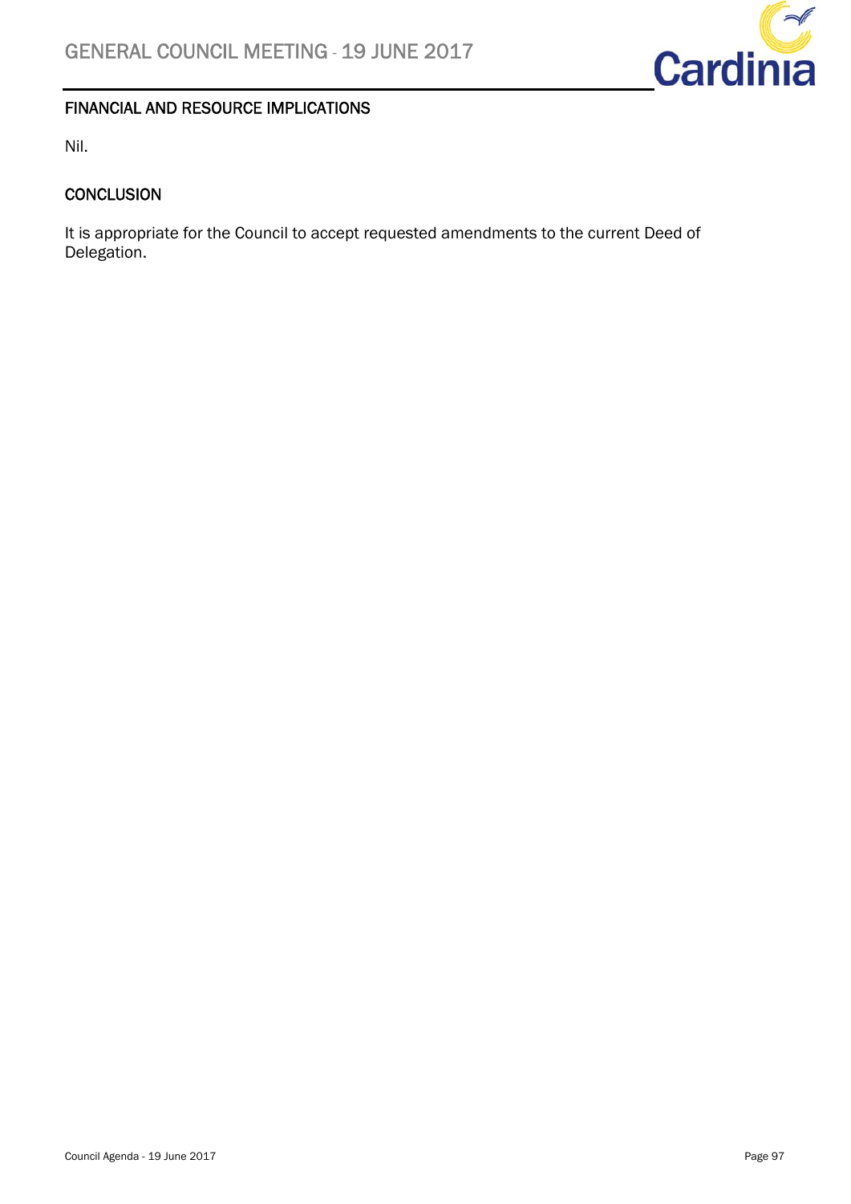## FINANCIAL AND RESOURCE IMPLICATIONS

Nil.

## CONCLUSION

It is appropriate for the Council to accept requested amendments to the current Deed of Delegation.